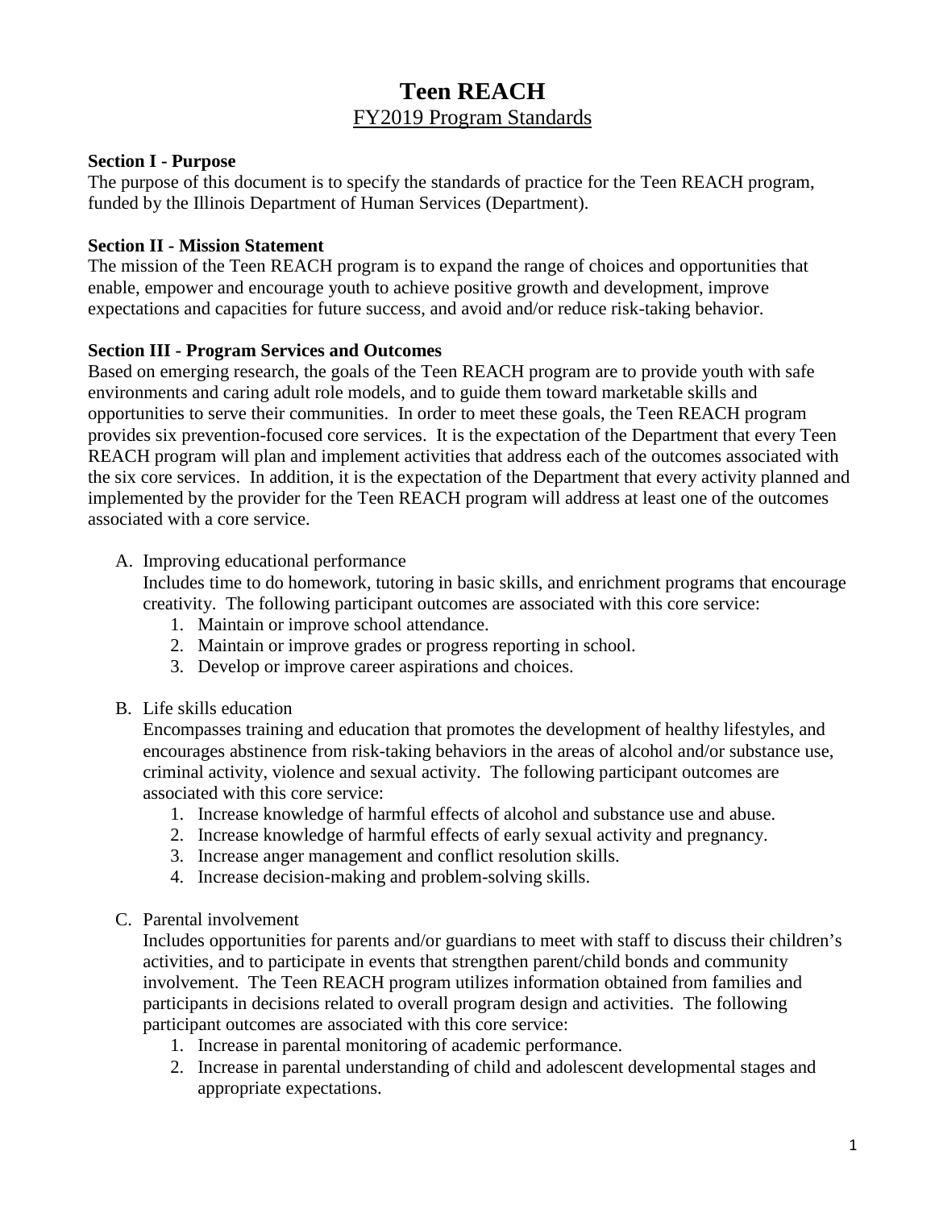# Teen REACH

## FY2019 Program Standards

**Section I - Purpose**

The purpose of this document is to specify the standards of practice for the Teen REACH program, funded by the Illinois Department of Human Services (Department).

**Section II - Mission Statement**

The mission of the Teen REACH program is to expand the range of choices and opportunities that enable, empower and encourage youth to achieve positive growth and development, improve expectations and capacities for future success, and avoid and/or reduce risk-taking behavior.

**Section III - Program Services and Outcomes**

Based on emerging research, the goals of the Teen REACH program are to provide youth with safe environments and caring adult role models, and to guide them toward marketable skills and opportunities to serve their communities. In order to meet these goals, the Teen REACH program provides six prevention-focused core services. It is the expectation of the Department that every Teen REACH program will plan and implement activities that address each of the outcomes associated with the six core services. In addition, it is the expectation of the Department that every activity planned and implemented by the provider for the Teen REACH program will address at least one of the outcomes associated with a core service.

A. Improving educational performance
   Includes time to do homework, tutoring in basic skills, and enrichment programs that encourage creativity. The following participant outcomes are associated with this core service:
   1. Maintain or improve school attendance.
   2. Maintain or improve grades or progress reporting in school.
   3. Develop or improve career aspirations and choices.

B. Life skills education
   Encompasses training and education that promotes the development of healthy lifestyles, and encourages abstinence from risk-taking behaviors in the areas of alcohol and/or substance use, criminal activity, violence and sexual activity. The following participant outcomes are associated with this core service:
   1. Increase knowledge of harmful effects of alcohol and substance use and abuse.
   2. Increase knowledge of harmful effects of early sexual activity and pregnancy.
   3. Increase anger management and conflict resolution skills.
   4. Increase decision-making and problem-solving skills.

C. Parental involvement
   Includes opportunities for parents and/or guardians to meet with staff to discuss their children's activities, and to participate in events that strengthen parent/child bonds and community involvement. The Teen REACH program utilizes information obtained from families and participants in decisions related to overall program design and activities. The following participant outcomes are associated with this core service:
   1. Increase in parental monitoring of academic performance.
   2. Increase in parental understanding of child and adolescent developmental stages and appropriate expectations.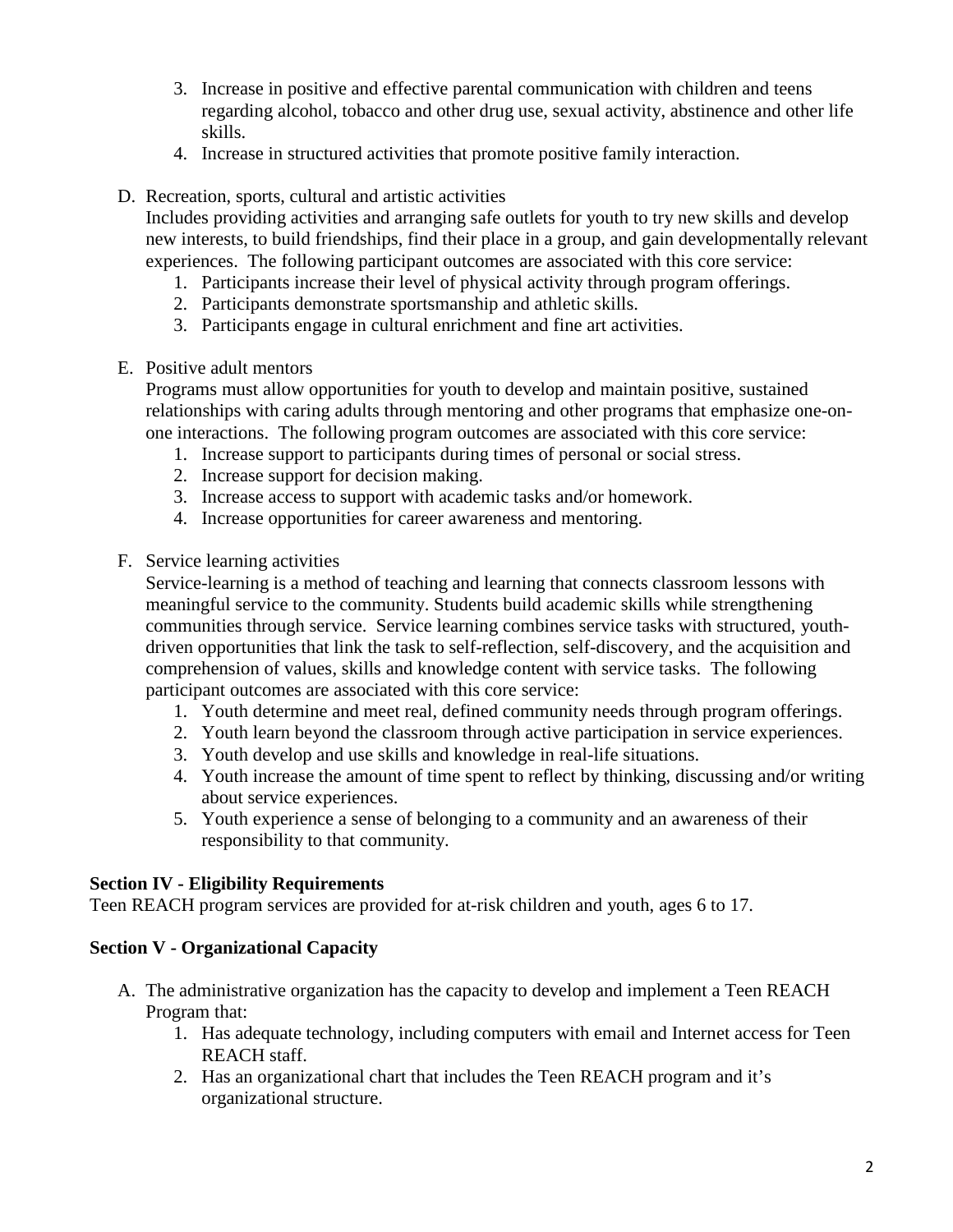3. Increase in positive and effective parental communication with children and teens regarding alcohol, tobacco and other drug use, sexual activity, abstinence and other life skills.
4. Increase in structured activities that promote positive family interaction.

D. Recreation, sports, cultural and artistic activities
Includes providing activities and arranging safe outlets for youth to try new skills and develop new interests, to build friendships, find their place in a group, and gain developmentally relevant experiences. The following participant outcomes are associated with this core service:
1. Participants increase their level of physical activity through program offerings.
2. Participants demonstrate sportsmanship and athletic skills.
3. Participants engage in cultural enrichment and fine art activities.

E. Positive adult mentors
Programs must allow opportunities for youth to develop and maintain positive, sustained relationships with caring adults through mentoring and other programs that emphasize one-on-one interactions. The following program outcomes are associated with this core service:
1. Increase support to participants during times of personal or social stress.
2. Increase support for decision making.
3. Increase access to support with academic tasks and/or homework.
4. Increase opportunities for career awareness and mentoring.

F. Service learning activities
Service-learning is a method of teaching and learning that connects classroom lessons with meaningful service to the community. Students build academic skills while strengthening communities through service. Service learning combines service tasks with structured, youth-driven opportunities that link the task to self-reflection, self-discovery, and the acquisition and comprehension of values, skills and knowledge content with service tasks. The following participant outcomes are associated with this core service:
1. Youth determine and meet real, defined community needs through program offerings.
2. Youth learn beyond the classroom through active participation in service experiences.
3. Youth develop and use skills and knowledge in real-life situations.
4. Youth increase the amount of time spent to reflect by thinking, discussing and/or writing about service experiences.
5. Youth experience a sense of belonging to a community and an awareness of their responsibility to that community.

**Section IV - Eligibility Requirements**

Teen REACH program services are provided for at-risk children and youth, ages 6 to 17.

**Section V - Organizational Capacity**

A. The administrative organization has the capacity to develop and implement a Teen REACH Program that:
1. Has adequate technology, including computers with email and Internet access for Teen REACH staff.
2. Has an organizational chart that includes the Teen REACH program and it's organizational structure.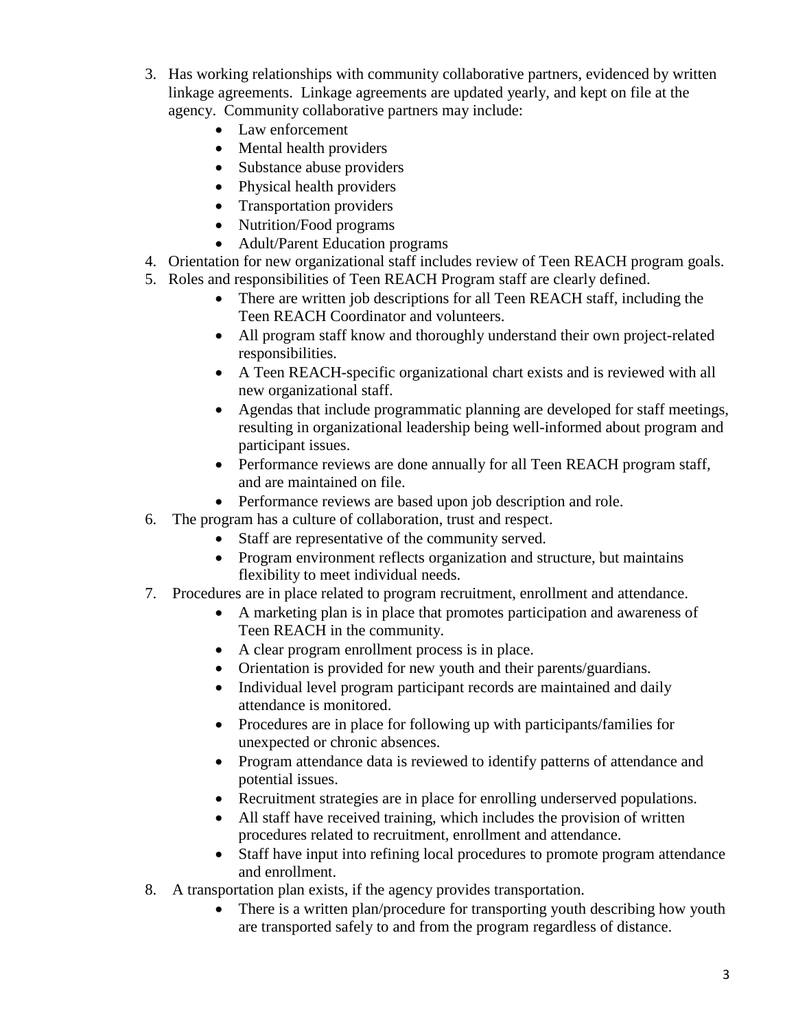3. Has working relationships with community collaborative partners, evidenced by written linkage agreements. Linkage agreements are updated yearly, and kept on file at the agency. Community collaborative partners may include:
    - Law enforcement
    - Mental health providers
    - Substance abuse providers
    - Physical health providers
    - Transportation providers
    - Nutrition/Food programs
    - Adult/Parent Education programs
4. Orientation for new organizational staff includes review of Teen REACH program goals.
5. Roles and responsibilities of Teen REACH Program staff are clearly defined.
    - There are written job descriptions for all Teen REACH staff, including the Teen REACH Coordinator and volunteers.
    - All program staff know and thoroughly understand their own project-related responsibilities.
    - A Teen REACH-specific organizational chart exists and is reviewed with all new organizational staff.
    - Agendas that include programmatic planning are developed for staff meetings, resulting in organizational leadership being well-informed about program and participant issues.
    - Performance reviews are done annually for all Teen REACH program staff, and are maintained on file.
    - Performance reviews are based upon job description and role.
6. The program has a culture of collaboration, trust and respect.
    - Staff are representative of the community served.
    - Program environment reflects organization and structure, but maintains flexibility to meet individual needs.
7. Procedures are in place related to program recruitment, enrollment and attendance.
    - A marketing plan is in place that promotes participation and awareness of Teen REACH in the community.
    - A clear program enrollment process is in place.
    - Orientation is provided for new youth and their parents/guardians.
    - Individual level program participant records are maintained and daily attendance is monitored.
    - Procedures are in place for following up with participants/families for unexpected or chronic absences.
    - Program attendance data is reviewed to identify patterns of attendance and potential issues.
    - Recruitment strategies are in place for enrolling underserved populations.
    - All staff have received training, which includes the provision of written procedures related to recruitment, enrollment and attendance.
    - Staff have input into refining local procedures to promote program attendance and enrollment.
8. A transportation plan exists, if the agency provides transportation.
    - There is a written plan/procedure for transporting youth describing how youth are transported safely to and from the program regardless of distance.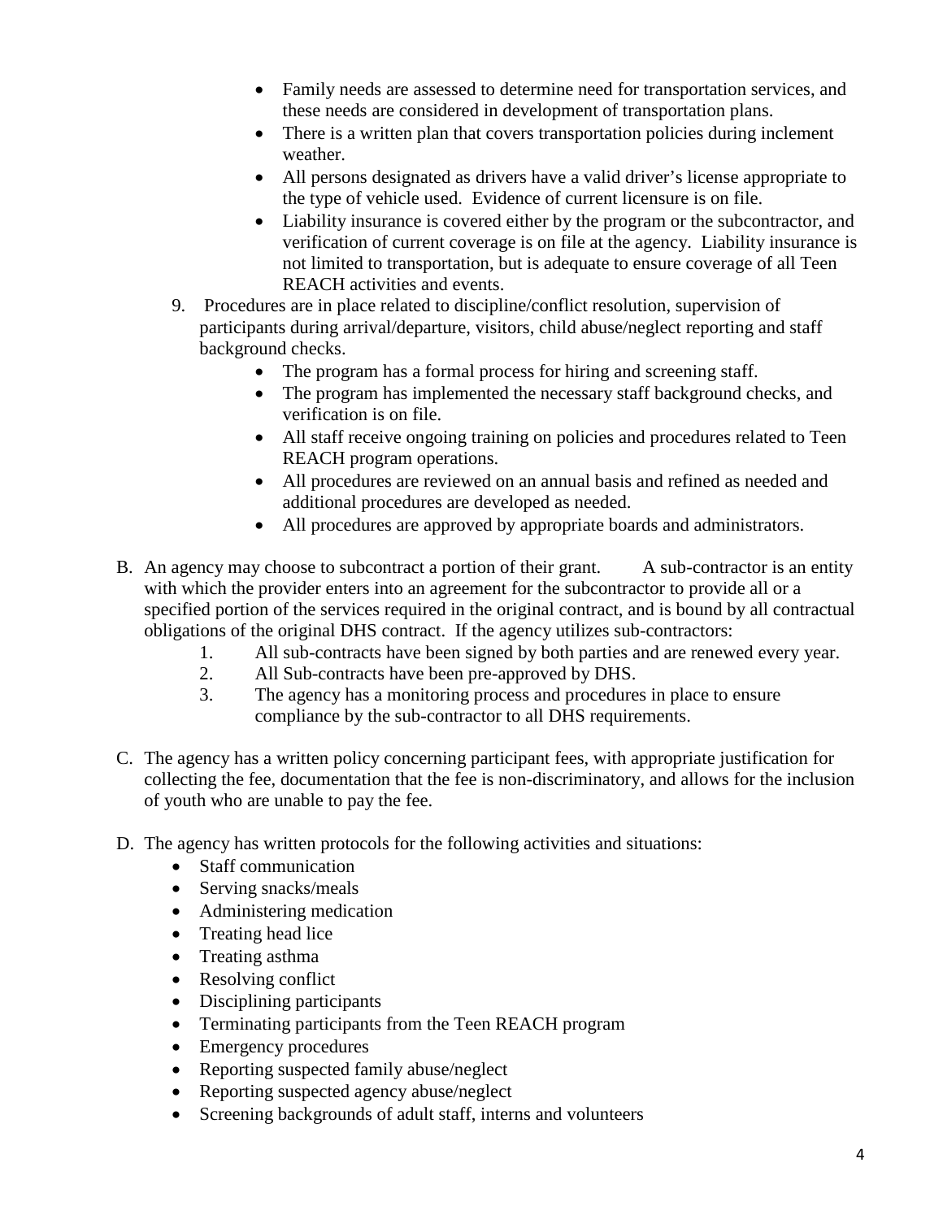- Family needs are assessed to determine need for transportation services, and these needs are considered in development of transportation plans.
- There is a written plan that covers transportation policies during inclement weather.
- All persons designated as drivers have a valid driver's license appropriate to the type of vehicle used. Evidence of current licensure is on file.
- Liability insurance is covered either by the program or the subcontractor, and verification of current coverage is on file at the agency. Liability insurance is not limited to transportation, but is adequate to ensure coverage of all Teen REACH activities and events.

9. Procedures are in place related to discipline/conflict resolution, supervision of participants during arrival/departure, visitors, child abuse/neglect reporting and staff background checks.
   - The program has a formal process for hiring and screening staff.
   - The program has implemented the necessary staff background checks, and verification is on file.
   - All staff receive ongoing training on policies and procedures related to Teen REACH program operations.
   - All procedures are reviewed on an annual basis and refined as needed and additional procedures are developed as needed.
   - All procedures are approved by appropriate boards and administrators.

B. An agency may choose to subcontract a portion of their grant. A sub-contractor is an entity with which the provider enters into an agreement for the subcontractor to provide all or a specified portion of the services required in the original contract, and is bound by all contractual obligations of the original DHS contract. If the agency utilizes sub-contractors:
   1. All sub-contracts have been signed by both parties and are renewed every year.
   2. All Sub-contracts have been pre-approved by DHS.
   3. The agency has a monitoring process and procedures in place to ensure compliance by the sub-contractor to all DHS requirements.

C. The agency has a written policy concerning participant fees, with appropriate justification for collecting the fee, documentation that the fee is non-discriminatory, and allows for the inclusion of youth who are unable to pay the fee.

D. The agency has written protocols for the following activities and situations:
   - Staff communication
   - Serving snacks/meals
   - Administering medication
   - Treating head lice
   - Treating asthma
   - Resolving conflict
   - Disciplining participants
   - Terminating participants from the Teen REACH program
   - Emergency procedures
   - Reporting suspected family abuse/neglect
   - Reporting suspected agency abuse/neglect
   - Screening backgrounds of adult staff, interns and volunteers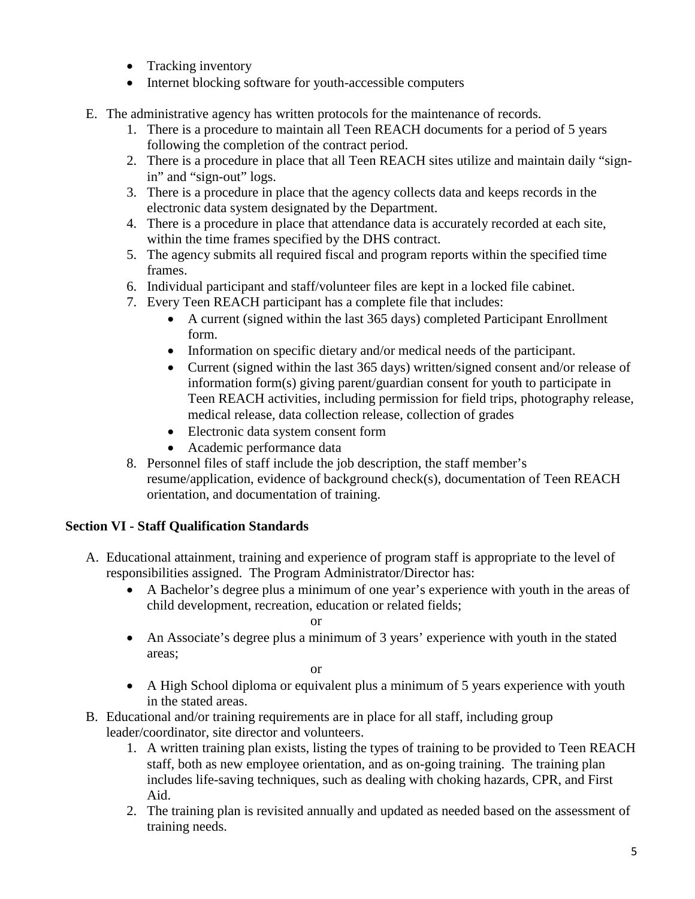- Tracking inventory
- Internet blocking software for youth-accessible computers

E. The administrative agency has written protocols for the maintenance of records.
   1. There is a procedure to maintain all Teen REACH documents for a period of 5 years following the completion of the contract period.
   2. There is a procedure in place that all Teen REACH sites utilize and maintain daily "sign-in" and "sign-out" logs.
   3. There is a procedure in place that the agency collects data and keeps records in the electronic data system designated by the Department.
   4. There is a procedure in place that attendance data is accurately recorded at each site, within the time frames specified by the DHS contract.
   5. The agency submits all required fiscal and program reports within the specified time frames.
   6. Individual participant and staff/volunteer files are kept in a locked file cabinet.
   7. Every Teen REACH participant has a complete file that includes:
      - A current (signed within the last 365 days) completed Participant Enrollment form.
      - Information on specific dietary and/or medical needs of the participant.
      - Current (signed within the last 365 days) written/signed consent and/or release of information form(s) giving parent/guardian consent for youth to participate in Teen REACH activities, including permission for field trips, photography release, medical release, data collection release, collection of grades
      - Electronic data system consent form
      - Academic performance data
   8. Personnel files of staff include the job description, the staff member's resume/application, evidence of background check(s), documentation of Teen REACH orientation, and documentation of training.

**Section VI - Staff Qualification Standards**

A. Educational attainment, training and experience of program staff is appropriate to the level of responsibilities assigned. The Program Administrator/Director has:
   - A Bachelor's degree plus a minimum of one year's experience with youth in the areas of child development, recreation, education or related fields;

     or

   - An Associate's degree plus a minimum of 3 years' experience with youth in the stated areas;

     or

   - A High School diploma or equivalent plus a minimum of 5 years experience with youth in the stated areas.

B. Educational and/or training requirements are in place for all staff, including group leader/coordinator, site director and volunteers.
   1. A written training plan exists, listing the types of training to be provided to Teen REACH staff, both as new employee orientation, and as on-going training. The training plan includes life-saving techniques, such as dealing with choking hazards, CPR, and First Aid.
   2. The training plan is revisited annually and updated as needed based on the assessment of training needs.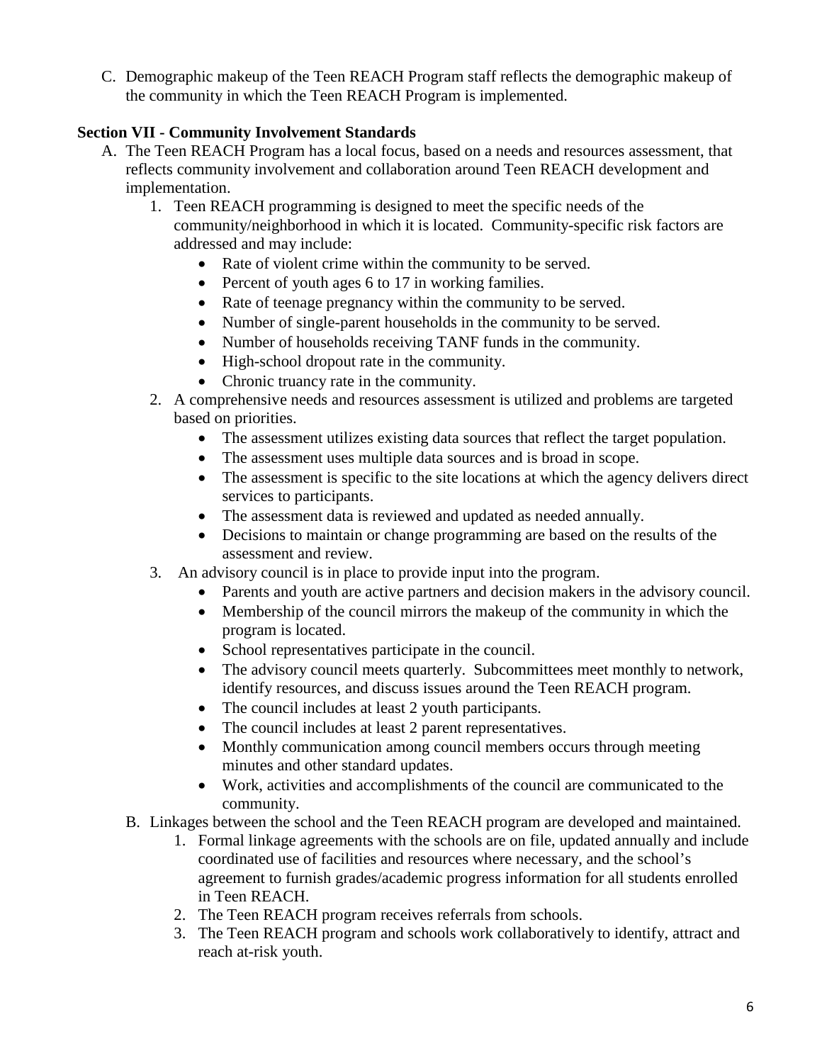C. Demographic makeup of the Teen REACH Program staff reflects the demographic makeup of the community in which the Teen REACH Program is implemented.

**Section VII - Community Involvement Standards**

A. The Teen REACH Program has a local focus, based on a needs and resources assessment, that reflects community involvement and collaboration around Teen REACH development and implementation.
   1. Teen REACH programming is designed to meet the specific needs of the community/neighborhood in which it is located. Community-specific risk factors are addressed and may include:
      - Rate of violent crime within the community to be served.
      - Percent of youth ages 6 to 17 in working families.
      - Rate of teenage pregnancy within the community to be served.
      - Number of single-parent households in the community to be served.
      - Number of households receiving TANF funds in the community.
      - High-school dropout rate in the community.
      - Chronic truancy rate in the community.
   2. A comprehensive needs and resources assessment is utilized and problems are targeted based on priorities.
      - The assessment utilizes existing data sources that reflect the target population.
      - The assessment uses multiple data sources and is broad in scope.
      - The assessment is specific to the site locations at which the agency delivers direct services to participants.
      - The assessment data is reviewed and updated as needed annually.
      - Decisions to maintain or change programming are based on the results of the assessment and review.
   3. An advisory council is in place to provide input into the program.
      - Parents and youth are active partners and decision makers in the advisory council.
      - Membership of the council mirrors the makeup of the community in which the program is located.
      - School representatives participate in the council.
      - The advisory council meets quarterly. Subcommittees meet monthly to network, identify resources, and discuss issues around the Teen REACH program.
      - The council includes at least 2 youth participants.
      - The council includes at least 2 parent representatives.
      - Monthly communication among council members occurs through meeting minutes and other standard updates.
      - Work, activities and accomplishments of the council are communicated to the community.

B. Linkages between the school and the Teen REACH program are developed and maintained.
   1. Formal linkage agreements with the schools are on file, updated annually and include coordinated use of facilities and resources where necessary, and the school's agreement to furnish grades/academic progress information for all students enrolled in Teen REACH.
   2. The Teen REACH program receives referrals from schools.
   3. The Teen REACH program and schools work collaboratively to identify, attract and reach at-risk youth.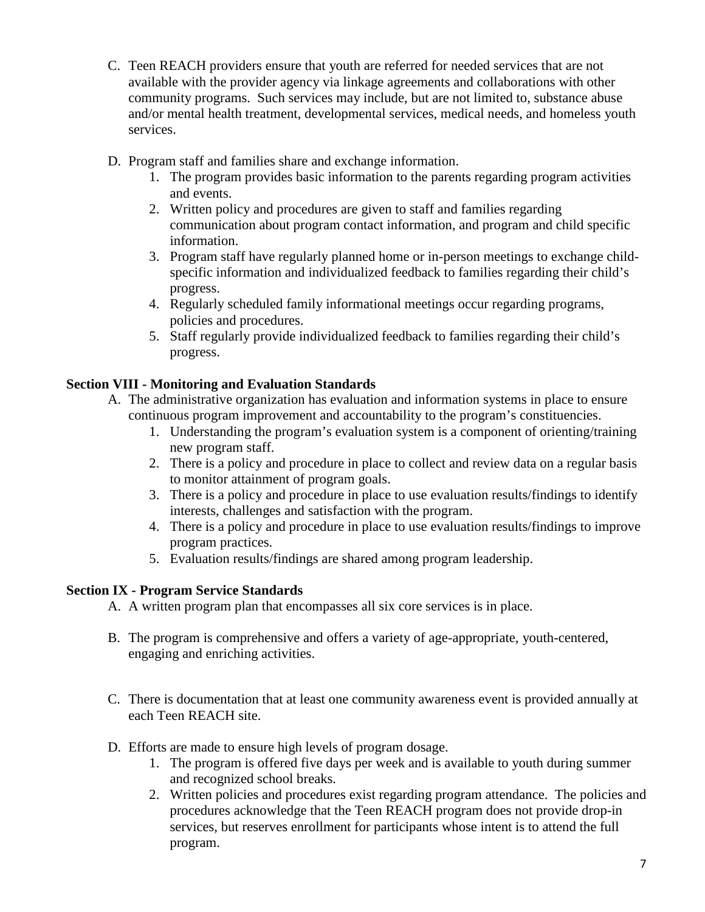C. Teen REACH providers ensure that youth are referred for needed services that are not available with the provider agency via linkage agreements and collaborations with other community programs. Such services may include, but are not limited to, substance abuse and/or mental health treatment, developmental services, medical needs, and homeless youth services.

D. Program staff and families share and exchange information.
   1. The program provides basic information to the parents regarding program activities and events.
   2. Written policy and procedures are given to staff and families regarding communication about program contact information, and program and child specific information.
   3. Program staff have regularly planned home or in-person meetings to exchange child-specific information and individualized feedback to families regarding their child's progress.
   4. Regularly scheduled family informational meetings occur regarding programs, policies and procedures.
   5. Staff regularly provide individualized feedback to families regarding their child's progress.

**Section VIII - Monitoring and Evaluation Standards**

A. The administrative organization has evaluation and information systems in place to ensure continuous program improvement and accountability to the program's constituencies.
   1. Understanding the program's evaluation system is a component of orienting/training new program staff.
   2. There is a policy and procedure in place to collect and review data on a regular basis to monitor attainment of program goals.
   3. There is a policy and procedure in place to use evaluation results/findings to identify interests, challenges and satisfaction with the program.
   4. There is a policy and procedure in place to use evaluation results/findings to improve program practices.
   5. Evaluation results/findings are shared among program leadership.

**Section IX - Program Service Standards**

A. A written program plan that encompasses all six core services is in place.

B. The program is comprehensive and offers a variety of age-appropriate, youth-centered, engaging and enriching activities.

C. There is documentation that at least one community awareness event is provided annually at each Teen REACH site.

D. Efforts are made to ensure high levels of program dosage.
   1. The program is offered five days per week and is available to youth during summer and recognized school breaks.
   2. Written policies and procedures exist regarding program attendance. The policies and procedures acknowledge that the Teen REACH program does not provide drop-in services, but reserves enrollment for participants whose intent is to attend the full program.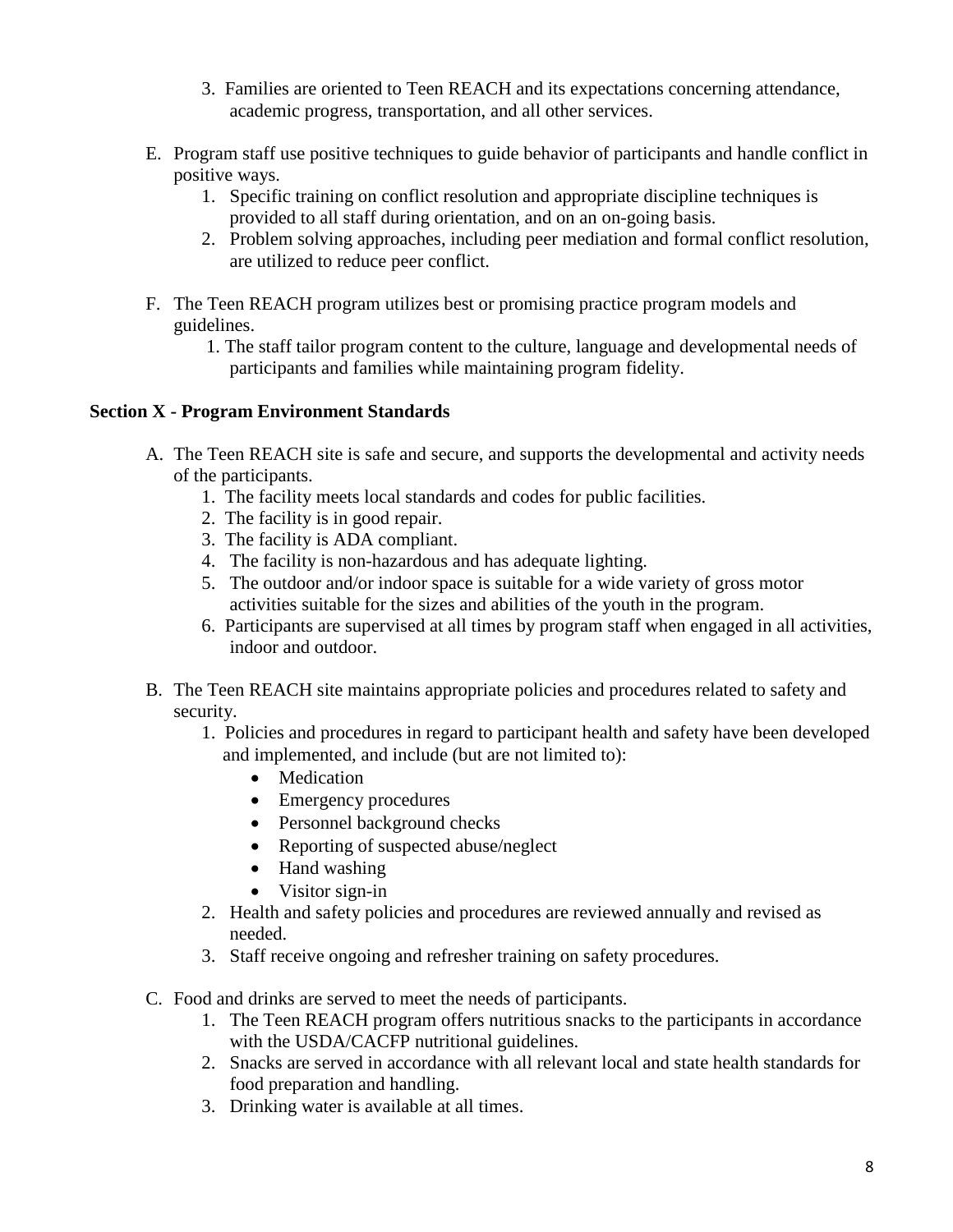3. Families are oriented to Teen REACH and its expectations concerning attendance, academic progress, transportation, and all other services.

E. Program staff use positive techniques to guide behavior of participants and handle conflict in positive ways.
   1. Specific training on conflict resolution and appropriate discipline techniques is provided to all staff during orientation, and on an on-going basis.
   2. Problem solving approaches, including peer mediation and formal conflict resolution, are utilized to reduce peer conflict.

F. The Teen REACH program utilizes best or promising practice program models and guidelines.
   1. The staff tailor program content to the culture, language and developmental needs of participants and families while maintaining program fidelity.

**Section X - Program Environment Standards**

A. The Teen REACH site is safe and secure, and supports the developmental and activity needs of the participants.
   1. The facility meets local standards and codes for public facilities.
   2. The facility is in good repair.
   3. The facility is ADA compliant.
   4. The facility is non-hazardous and has adequate lighting.
   5. The outdoor and/or indoor space is suitable for a wide variety of gross motor activities suitable for the sizes and abilities of the youth in the program.
   6. Participants are supervised at all times by program staff when engaged in all activities, indoor and outdoor.

B. The Teen REACH site maintains appropriate policies and procedures related to safety and security.
   1. Policies and procedures in regard to participant health and safety have been developed and implemented, and include (but are not limited to):
      - Medication
      - Emergency procedures
      - Personnel background checks
      - Reporting of suspected abuse/neglect
      - Hand washing
      - Visitor sign-in
   2. Health and safety policies and procedures are reviewed annually and revised as needed.
   3. Staff receive ongoing and refresher training on safety procedures.

C. Food and drinks are served to meet the needs of participants.
   1. The Teen REACH program offers nutritious snacks to the participants in accordance with the USDA/CACFP nutritional guidelines.
   2. Snacks are served in accordance with all relevant local and state health standards for food preparation and handling.
   3. Drinking water is available at all times.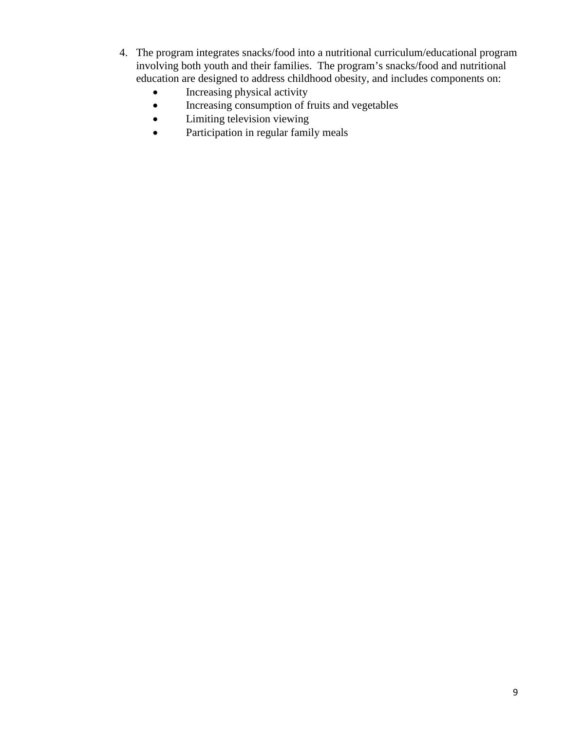4. The program integrates snacks/food into a nutritional curriculum/educational program involving both youth and their families. The program's snacks/food and nutritional education are designed to address childhood obesity, and includes components on:
    - Increasing physical activity
    - Increasing consumption of fruits and vegetables
    - Limiting television viewing
    - Participation in regular family meals